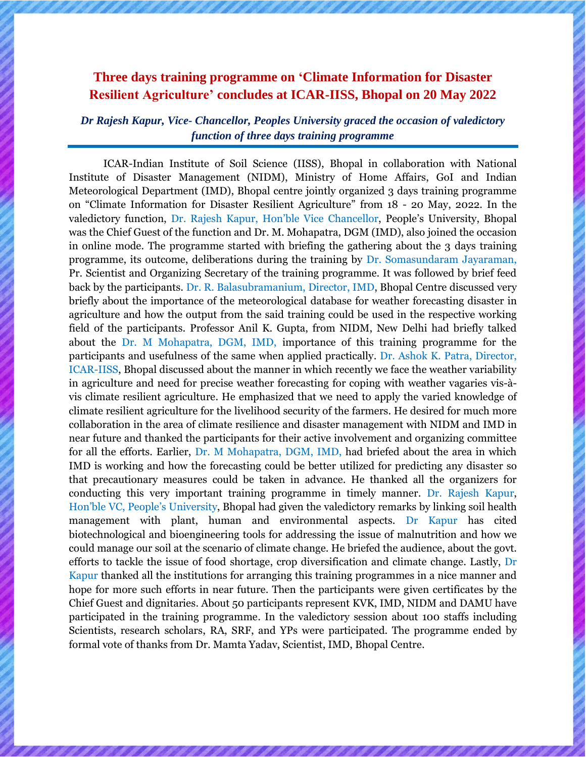# Three days training programme on 'Climate Information for Disaster Resilient Agriculture' concludes at ICAR-IISS, Bhopal on 20 May 2022

***Dr Rajesh Kapur, Vice- Chancellor, Peoples University graced the occasion of valedictory function of three days training programme***

ICAR-Indian Institute of Soil Science (IISS), Bhopal in collaboration with National Institute of Disaster Management (NIDM), Ministry of Home Affairs, GoI and Indian Meteorological Department (IMD), Bhopal centre jointly organized 3 days training programme on "Climate Information for Disaster Resilient Agriculture" from 18 - 20 May, 2022. In the valedictory function, Dr. Rajesh Kapur, Hon'ble Vice Chancellor, People's University, Bhopal was the Chief Guest of the function and Dr. M. Mohapatra, DGM (IMD), also joined the occasion in online mode. The programme started with briefing the gathering about the 3 days training programme, its outcome, deliberations during the training by Dr. Somasundaram Jayaraman, Pr. Scientist and Organizing Secretary of the training programme. It was followed by brief feed back by the participants. Dr. R. Balasubramanium, Director, IMD, Bhopal Centre discussed very briefly about the importance of the meteorological database for weather forecasting disaster in agriculture and how the output from the said training could be used in the respective working field of the participants. Professor Anil K. Gupta, from NIDM, New Delhi had briefly talked about the Dr. M Mohapatra, DGM, IMD, importance of this training programme for the participants and usefulness of the same when applied practically. Dr. Ashok K. Patra, Director, ICAR-IISS, Bhopal discussed about the manner in which recently we face the weather variability in agriculture and need for precise weather forecasting for coping with weather vagaries vis-à-vis climate resilient agriculture. He emphasized that we need to apply the varied knowledge of climate resilient agriculture for the livelihood security of the farmers. He desired for much more collaboration in the area of climate resilience and disaster management with NIDM and IMD in near future and thanked the participants for their active involvement and organizing committee for all the efforts. Earlier, Dr. M Mohapatra, DGM, IMD, had briefed about the area in which IMD is working and how the forecasting could be better utilized for predicting any disaster so that precautionary measures could be taken in advance. He thanked all the organizers for conducting this very important training programme in timely manner. Dr. Rajesh Kapur, Hon'ble VC, People's University, Bhopal had given the valedictory remarks by linking soil health management with plant, human and environmental aspects. Dr Kapur has cited biotechnological and bioengineering tools for addressing the issue of malnutrition and how we could manage our soil at the scenario of climate change. He briefed the audience, about the govt. efforts to tackle the issue of food shortage, crop diversification and climate change. Lastly, Dr Kapur thanked all the institutions for arranging this training programmes in a nice manner and hope for more such efforts in near future. Then the participants were given certificates by the Chief Guest and dignitaries. About 50 participants represent KVK, IMD, NIDM and DAMU have participated in the training programme. In the valedictory session about 100 staffs including Scientists, research scholars, RA, SRF, and YPs were participated. The programme ended by formal vote of thanks from Dr. Mamta Yadav, Scientist, IMD, Bhopal Centre.